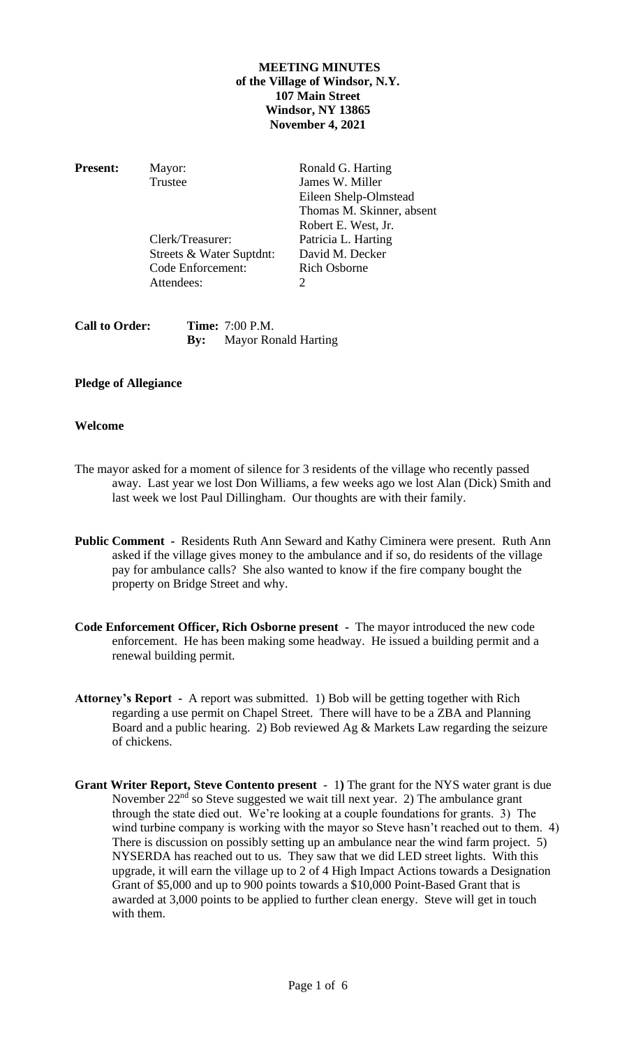**MEETING MINUTES**
**of the Village of Windsor, N.Y.**
**107 Main Street**
**Windsor, NY 13865**
**November 4, 2021**

| **Present:** | Mayor: | Ronald G. Harting |
|---|---|---|
| | Trustee | James W. Miller |
| | | Eileen Shelp-Olmstead |
| | | Thomas M. Skinner, absent |
| | | Robert E. West, Jr. |
| | Clerk/Treasurer: | Patricia L. Harting |
| | Streets & Water Suptdnt: | David M. Decker |
| | Code Enforcement: | Rich Osborne |
| | Attendees: | 2 |

**Call to Order:** **Time:** 7:00 P.M.
**By:** Mayor Ronald Harting

**Pledge of Allegiance**

**Welcome**

The mayor asked for a moment of silence for 3 residents of the village who recently passed away. Last year we lost Don Williams, a few weeks ago we lost Alan (Dick) Smith and last week we lost Paul Dillingham. Our thoughts are with their family.

**Public Comment -** Residents Ruth Ann Seward and Kathy Ciminera were present. Ruth Ann asked if the village gives money to the ambulance and if so, do residents of the village pay for ambulance calls? She also wanted to know if the fire company bought the property on Bridge Street and why.

**Code Enforcement Officer, Rich Osborne present -** The mayor introduced the new code enforcement. He has been making some headway. He issued a building permit and a renewal building permit.

**Attorney's Report -** A report was submitted. 1) Bob will be getting together with Rich regarding a use permit on Chapel Street. There will have to be a ZBA and Planning Board and a public hearing. 2) Bob reviewed Ag & Markets Law regarding the seizure of chickens.

**Grant Writer Report, Steve Contento present** - 1**)** The grant for the NYS water grant is due November 22nd so Steve suggested we wait till next year. 2) The ambulance grant through the state died out. We're looking at a couple foundations for grants. 3) The wind turbine company is working with the mayor so Steve hasn't reached out to them. 4) There is discussion on possibly setting up an ambulance near the wind farm project. 5) NYSERDA has reached out to us. They saw that we did LED street lights. With this upgrade, it will earn the village up to 2 of 4 High Impact Actions towards a Designation Grant of $5,000 and up to 900 points towards a $10,000 Point-Based Grant that is awarded at 3,000 points to be applied to further clean energy. Steve will get in touch with them.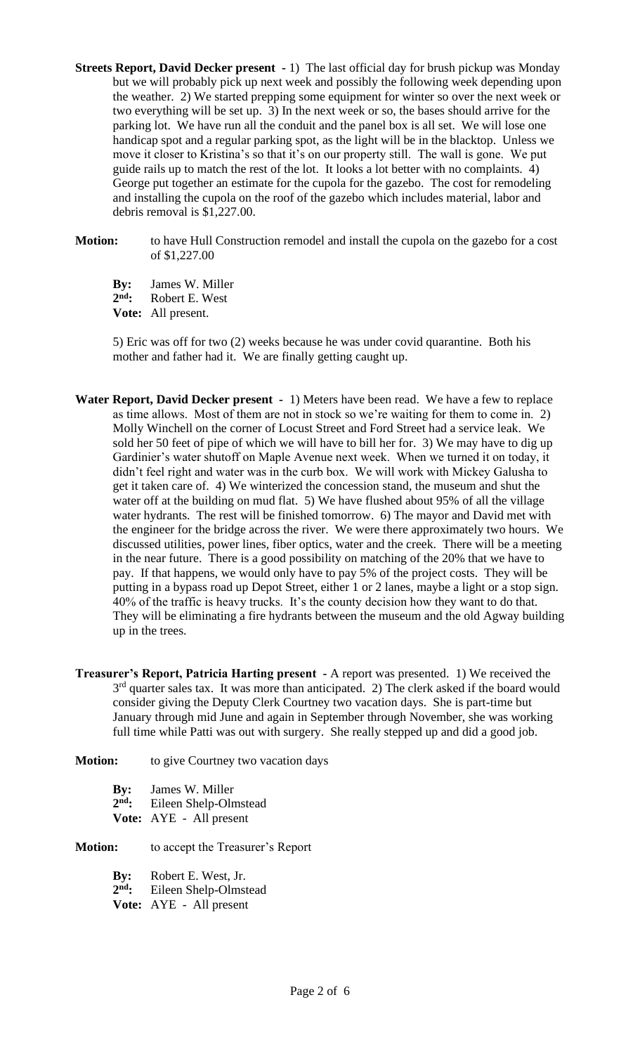**Streets Report, David Decker present -** 1) The last official day for brush pickup was Monday but we will probably pick up next week and possibly the following week depending upon the weather. 2) We started prepping some equipment for winter so over the next week or two everything will be set up. 3) In the next week or so, the bases should arrive for the parking lot. We have run all the conduit and the panel box is all set. We will lose one handicap spot and a regular parking spot, as the light will be in the blacktop. Unless we move it closer to Kristina's so that it's on our property still. The wall is gone. We put guide rails up to match the rest of the lot. It looks a lot better with no complaints. 4) George put together an estimate for the cupola for the gazebo. The cost for remodeling and installing the cupola on the roof of the gazebo which includes material, labor and debris removal is $1,227.00.

**Motion:** to have Hull Construction remodel and install the cupola on the gazebo for a cost of $1,227.00

**By:** James W. Miller
**2nd:** Robert E. West
**Vote:** All present.

5) Eric was off for two (2) weeks because he was under covid quarantine. Both his mother and father had it. We are finally getting caught up.

**Water Report, David Decker present -** 1) Meters have been read. We have a few to replace as time allows. Most of them are not in stock so we're waiting for them to come in. 2) Molly Winchell on the corner of Locust Street and Ford Street had a service leak. We sold her 50 feet of pipe of which we will have to bill her for. 3) We may have to dig up Gardinier's water shutoff on Maple Avenue next week. When we turned it on today, it didn't feel right and water was in the curb box. We will work with Mickey Galusha to get it taken care of. 4) We winterized the concession stand, the museum and shut the water off at the building on mud flat. 5) We have flushed about 95% of all the village water hydrants. The rest will be finished tomorrow. 6) The mayor and David met with the engineer for the bridge across the river. We were there approximately two hours. We discussed utilities, power lines, fiber optics, water and the creek. There will be a meeting in the near future. There is a good possibility on matching of the 20% that we have to pay. If that happens, we would only have to pay 5% of the project costs. They will be putting in a bypass road up Depot Street, either 1 or 2 lanes, maybe a light or a stop sign. 40% of the traffic is heavy trucks. It's the county decision how they want to do that. They will be eliminating a fire hydrants between the museum and the old Agway building up in the trees.

**Treasurer's Report, Patricia Harting present -** A report was presented. 1) We received the 3rd quarter sales tax. It was more than anticipated. 2) The clerk asked if the board would consider giving the Deputy Clerk Courtney two vacation days. She is part-time but January through mid June and again in September through November, she was working full time while Patti was out with surgery. She really stepped up and did a good job.

**Motion:** to give Courtney two vacation days

**By:** James W. Miller
**2nd:** Eileen Shelp-Olmstead
**Vote:** AYE - All present

**Motion:** to accept the Treasurer's Report

**By:** Robert E. West, Jr.
**2nd:** Eileen Shelp-Olmstead
**Vote:** AYE - All present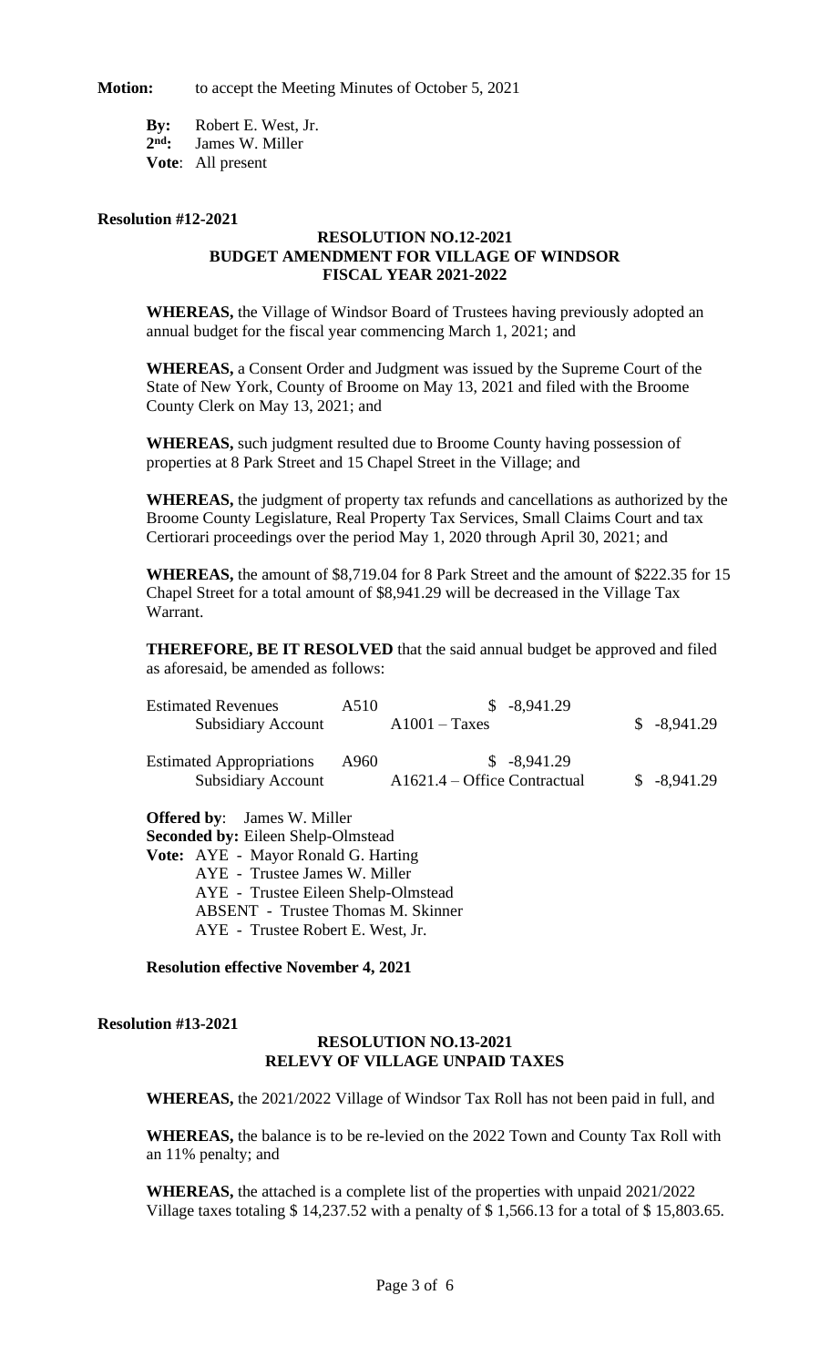**Motion:** to accept the Meeting Minutes of October 5, 2021

**By:** Robert E. West, Jr.
**2nd:** James W. Miller
**Vote**: All present

**Resolution #12-2021**

**RESOLUTION NO.12-2021**
**BUDGET AMENDMENT FOR VILLAGE OF WINDSOR**
**FISCAL YEAR 2021-2022**

**WHEREAS,** the Village of Windsor Board of Trustees having previously adopted an annual budget for the fiscal year commencing March 1, 2021; and

**WHEREAS,** a Consent Order and Judgment was issued by the Supreme Court of the State of New York, County of Broome on May 13, 2021 and filed with the Broome County Clerk on May 13, 2021; and

**WHEREAS,** such judgment resulted due to Broome County having possession of properties at 8 Park Street and 15 Chapel Street in the Village; and

**WHEREAS,** the judgment of property tax refunds and cancellations as authorized by the Broome County Legislature, Real Property Tax Services, Small Claims Court and tax Certiorari proceedings over the period May 1, 2020 through April 30, 2021; and

**WHEREAS,** the amount of $8,719.04 for 8 Park Street and the amount of $222.35 for 15 Chapel Street for a total amount of $8,941.29 will be decreased in the Village Tax Warrant.

**THEREFORE, BE IT RESOLVED** that the said annual budget be approved and filed as aforesaid, be amended as follows:

| | | | |
|---|---|---|---|
| Estimated Revenues | A510 | $ -8,941.29 | |
| Subsidiary Account | | A1001 – Taxes | $ -8,941.29 |
| Estimated Appropriations | A960 | $ -8,941.29 | |
| Subsidiary Account | | A1621.4 – Office Contractual | $ -8,941.29 |

**Offered by**: James W. Miller
**Seconded by:** Eileen Shelp-Olmstead
**Vote:** AYE - Mayor Ronald G. Harting
AYE - Trustee James W. Miller
AYE - Trustee Eileen Shelp-Olmstead
ABSENT - Trustee Thomas M. Skinner
AYE - Trustee Robert E. West, Jr.

**Resolution effective November 4, 2021**

**Resolution #13-2021**

**RESOLUTION NO.13-2021**
**RELEVY OF VILLAGE UNPAID TAXES**

**WHEREAS,** the 2021/2022 Village of Windsor Tax Roll has not been paid in full, and

**WHEREAS,** the balance is to be re-levied on the 2022 Town and County Tax Roll with an 11% penalty; and

**WHEREAS,** the attached is a complete list of the properties with unpaid 2021/2022 Village taxes totaling $ 14,237.52 with a penalty of $ 1,566.13 for a total of $ 15,803.65.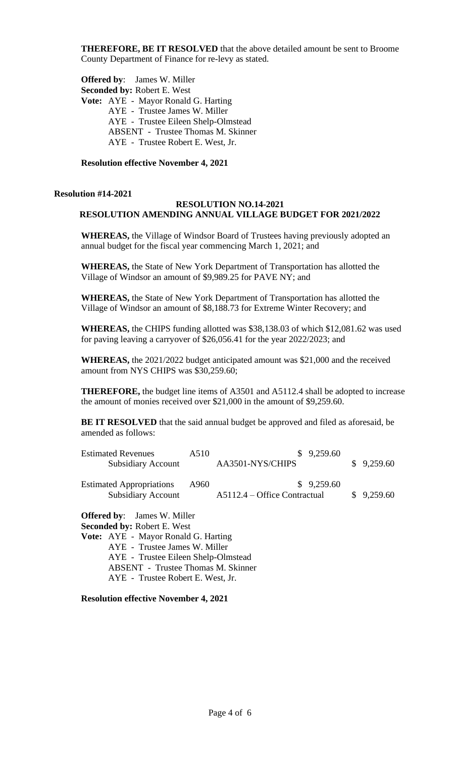**THEREFORE, BE IT RESOLVED** that the above detailed amount be sent to Broome County Department of Finance for re-levy as stated.

**Offered by**: James W. Miller
**Seconded by:** Robert E. West
**Vote:** AYE - Mayor Ronald G. Harting
AYE - Trustee James W. Miller
AYE - Trustee Eileen Shelp-Olmstead
ABSENT - Trustee Thomas M. Skinner
AYE - Trustee Robert E. West, Jr.

**Resolution effective November 4, 2021**

**Resolution #14-2021**

**RESOLUTION NO.14-2021**
**RESOLUTION AMENDING ANNUAL VILLAGE BUDGET FOR 2021/2022**

**WHEREAS,** the Village of Windsor Board of Trustees having previously adopted an annual budget for the fiscal year commencing March 1, 2021; and

**WHEREAS,** the State of New York Department of Transportation has allotted the Village of Windsor an amount of $9,989.25 for PAVE NY; and

**WHEREAS,** the State of New York Department of Transportation has allotted the Village of Windsor an amount of $8,188.73 for Extreme Winter Recovery; and

**WHEREAS,** the CHIPS funding allotted was $38,138.03 of which $12,081.62 was used for paving leaving a carryover of $26,056.41 for the year 2022/2023; and

**WHEREAS,** the 2021/2022 budget anticipated amount was $21,000 and the received amount from NYS CHIPS was $30,259.60;

**THEREFORE,** the budget line items of A3501 and A5112.4 shall be adopted to increase the amount of monies received over $21,000 in the amount of $9,259.60.

**BE IT RESOLVED** that the said annual budget be approved and filed as aforesaid, be amended as follows:

| | | | | |
|---|---|---|---|---|
| Estimated Revenues | A510 | | $ 9,259.60 | |
| Subsidiary Account | | AA3501-NYS/CHIPS | | $ 9,259.60 |
| Estimated Appropriations | A960 | | $ 9,259.60 | |
| Subsidiary Account | | A5112.4 – Office Contractual | | $ 9,259.60 |

**Offered by**: James W. Miller
**Seconded by:** Robert E. West
**Vote:** AYE - Mayor Ronald G. Harting
AYE - Trustee James W. Miller
AYE - Trustee Eileen Shelp-Olmstead
ABSENT - Trustee Thomas M. Skinner
AYE - Trustee Robert E. West, Jr.

**Resolution effective November 4, 2021**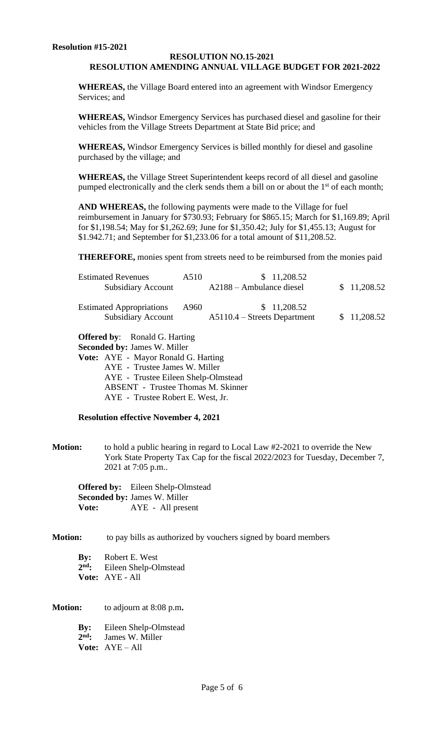**Resolution #15-2021**

**RESOLUTION NO.15-2021**
**RESOLUTION AMENDING ANNUAL VILLAGE BUDGET FOR 2021-2022**

**WHEREAS,** the Village Board entered into an agreement with Windsor Emergency Services; and

**WHEREAS,** Windsor Emergency Services has purchased diesel and gasoline for their vehicles from the Village Streets Department at State Bid price; and

**WHEREAS,** Windsor Emergency Services is billed monthly for diesel and gasoline purchased by the village; and

**WHEREAS,** the Village Street Superintendent keeps record of all diesel and gasoline pumped electronically and the clerk sends them a bill on or about the 1st of each month;

**AND WHEREAS,** the following payments were made to the Village for fuel reimbursement in January for $730.93; February for $865.15; March for $1,169.89; April for $1,198.54; May for $1,262.69; June for $1,350.42; July for $1,455.13; August for $1.942.71; and September for $1,233.06 for a total amount of $11,208.52.

**THEREFORE,** monies spent from streets need to be reimbursed from the monies paid

| | | | |
|---|---|---|---|
| Estimated Revenues | A510 | $ 11,208.52 | |
| Subsidiary Account | | A2188 – Ambulance diesel | $ 11,208.52 |
| Estimated Appropriations | A960 | $ 11,208.52 | |
| Subsidiary Account | | A5110.4 – Streets Department | $ 11,208.52 |

**Offered by**: Ronald G. Harting
**Seconded by:** James W. Miller
**Vote:** AYE - Mayor Ronald G. Harting
AYE - Trustee James W. Miller
AYE - Trustee Eileen Shelp-Olmstead
ABSENT - Trustee Thomas M. Skinner
AYE - Trustee Robert E. West, Jr.

**Resolution effective November 4, 2021**

**Motion:** to hold a public hearing in regard to Local Law #2-2021 to override the New York State Property Tax Cap for the fiscal 2022/2023 for Tuesday, December 7, 2021 at 7:05 p.m..

**Offered by:** Eileen Shelp-Olmstead
**Seconded by:** James W. Miller
**Vote:** AYE - All present

**Motion:** to pay bills as authorized by vouchers signed by board members

**By:** Robert E. West
**2nd:** Eileen Shelp-Olmstead
**Vote:** AYE - All

**Motion:** to adjourn at 8:08 p.m**.**

**By:** Eileen Shelp-Olmstead
**2nd:** James W. Miller
**Vote:** AYE – All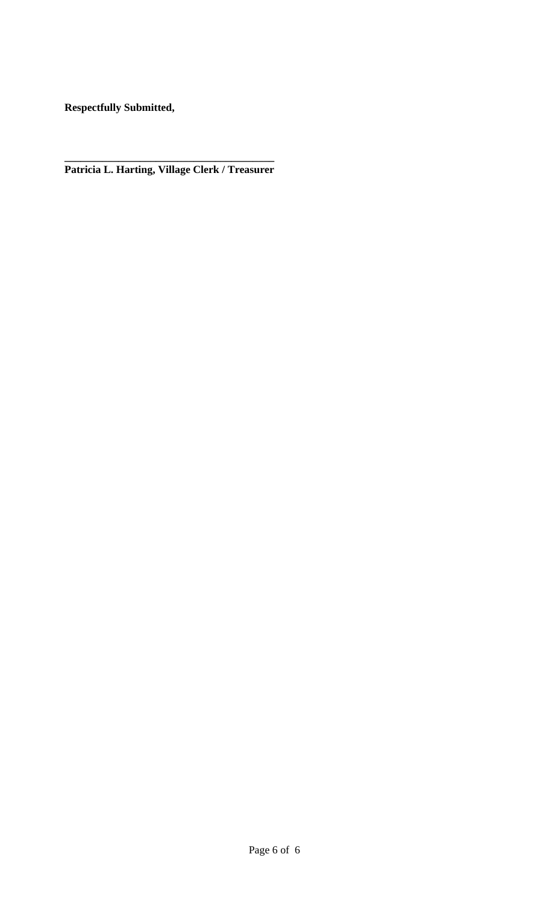**Respectfully Submitted,**

\_\_\_\_\_\_\_\_\_\_\_\_\_\_\_\_\_\_\_\_\_\_\_\_\_\_\_\_\_\_\_\_\_\_\_\_\_\_\_

**Patricia L. Harting, Village Clerk / Treasurer**